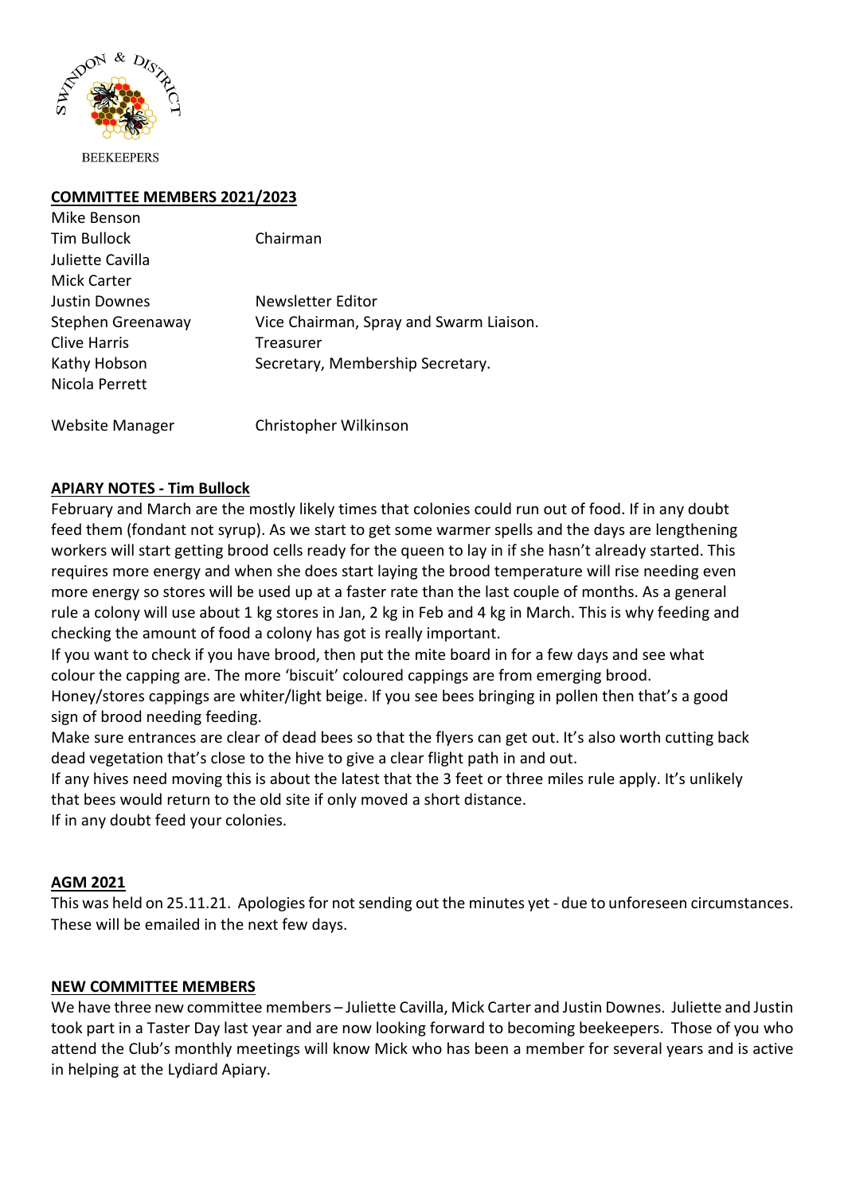SWINDON & DISTRICT

BEEKEEPERS

## COMMITTEE MEMBERS 2021/2023

| | |
|---|---|
| Mike Benson | |
| Tim Bullock | Chairman |
| Juliette Cavilla | |
| Mick Carter | |
| Justin Downes | Newsletter Editor |
| Stephen Greenaway | Vice Chairman, Spray and Swarm Liaison. |
| Clive Harris | Treasurer |
| Kathy Hobson | Secretary, Membership Secretary. |
| Nicola Perrett | |
| | |
| Website Manager | Christopher Wilkinson |

## APIARY NOTES - Tim Bullock

February and March are the mostly likely times that colonies could run out of food. If in any doubt feed them (fondant not syrup). As we start to get some warmer spells and the days are lengthening workers will start getting brood cells ready for the queen to lay in if she hasn't already started. This requires more energy and when she does start laying the brood temperature will rise needing even more energy so stores will be used up at a faster rate than the last couple of months. As a general rule a colony will use about 1 kg stores in Jan, 2 kg in Feb and 4 kg in March. This is why feeding and checking the amount of food a colony has got is really important.

If you want to check if you have brood, then put the mite board in for a few days and see what colour the capping are. The more 'biscuit' coloured cappings are from emerging brood. Honey/stores cappings are whiter/light beige. If you see bees bringing in pollen then that's a good sign of brood needing feeding.

Make sure entrances are clear of dead bees so that the flyers can get out. It's also worth cutting back dead vegetation that's close to the hive to give a clear flight path in and out.

If any hives need moving this is about the latest that the 3 feet or three miles rule apply. It's unlikely that bees would return to the old site if only moved a short distance.

If in any doubt feed your colonies.

## AGM 2021

This was held on 25.11.21. Apologies for not sending out the minutes yet - due to unforeseen circumstances. These will be emailed in the next few days.

## NEW COMMITTEE MEMBERS

We have three new committee members – Juliette Cavilla, Mick Carter and Justin Downes. Juliette and Justin took part in a Taster Day last year and are now looking forward to becoming beekeepers. Those of you who attend the Club's monthly meetings will know Mick who has been a member for several years and is active in helping at the Lydiard Apiary.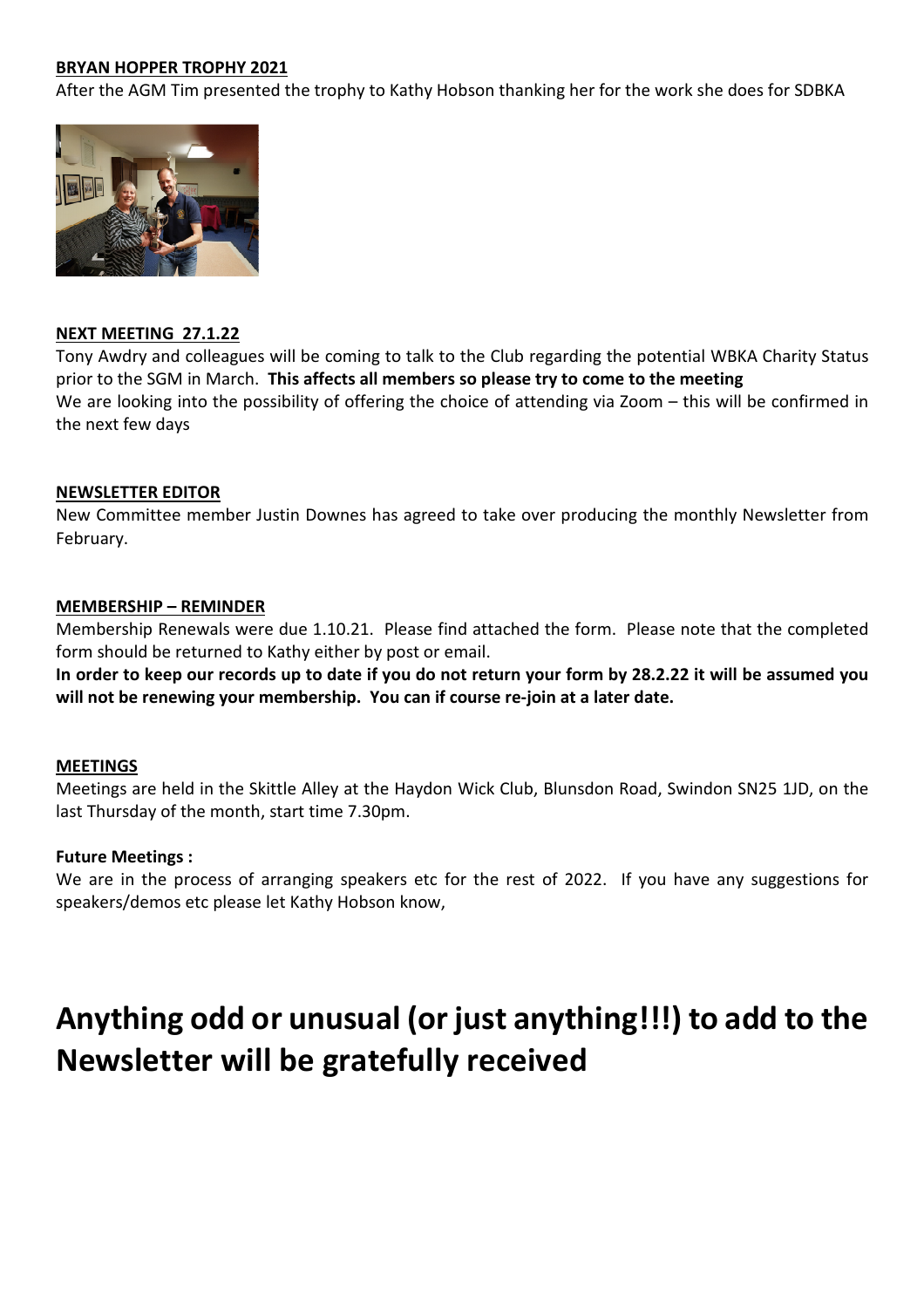**BRYAN HOPPER TROPHY 2021**

After the AGM Tim presented the trophy to Kathy Hobson thanking her for the work she does for SDBKA

**NEXT MEETING 27.1.22**

Tony Awdry and colleagues will be coming to talk to the Club regarding the potential WBKA Charity Status prior to the SGM in March. **This affects all members so please try to come to the meeting**

We are looking into the possibility of offering the choice of attending via Zoom – this will be confirmed in the next few days

**NEWSLETTER EDITOR**

New Committee member Justin Downes has agreed to take over producing the monthly Newsletter from February.

**MEMBERSHIP – REMINDER**

Membership Renewals were due 1.10.21. Please find attached the form. Please note that the completed form should be returned to Kathy either by post or email.

**In order to keep our records up to date if you do not return your form by 28.2.22 it will be assumed you will not be renewing your membership. You can if course re-join at a later date.**

**MEETINGS**

Meetings are held in the Skittle Alley at the Haydon Wick Club, Blunsdon Road, Swindon SN25 1JD, on the last Thursday of the month, start time 7.30pm.

**Future Meetings :**

We are in the process of arranging speakers etc for the rest of 2022. If you have any suggestions for speakers/demos etc please let Kathy Hobson know,

# Anything odd or unusual (or just anything!!!) to add to the Newsletter will be gratefully received